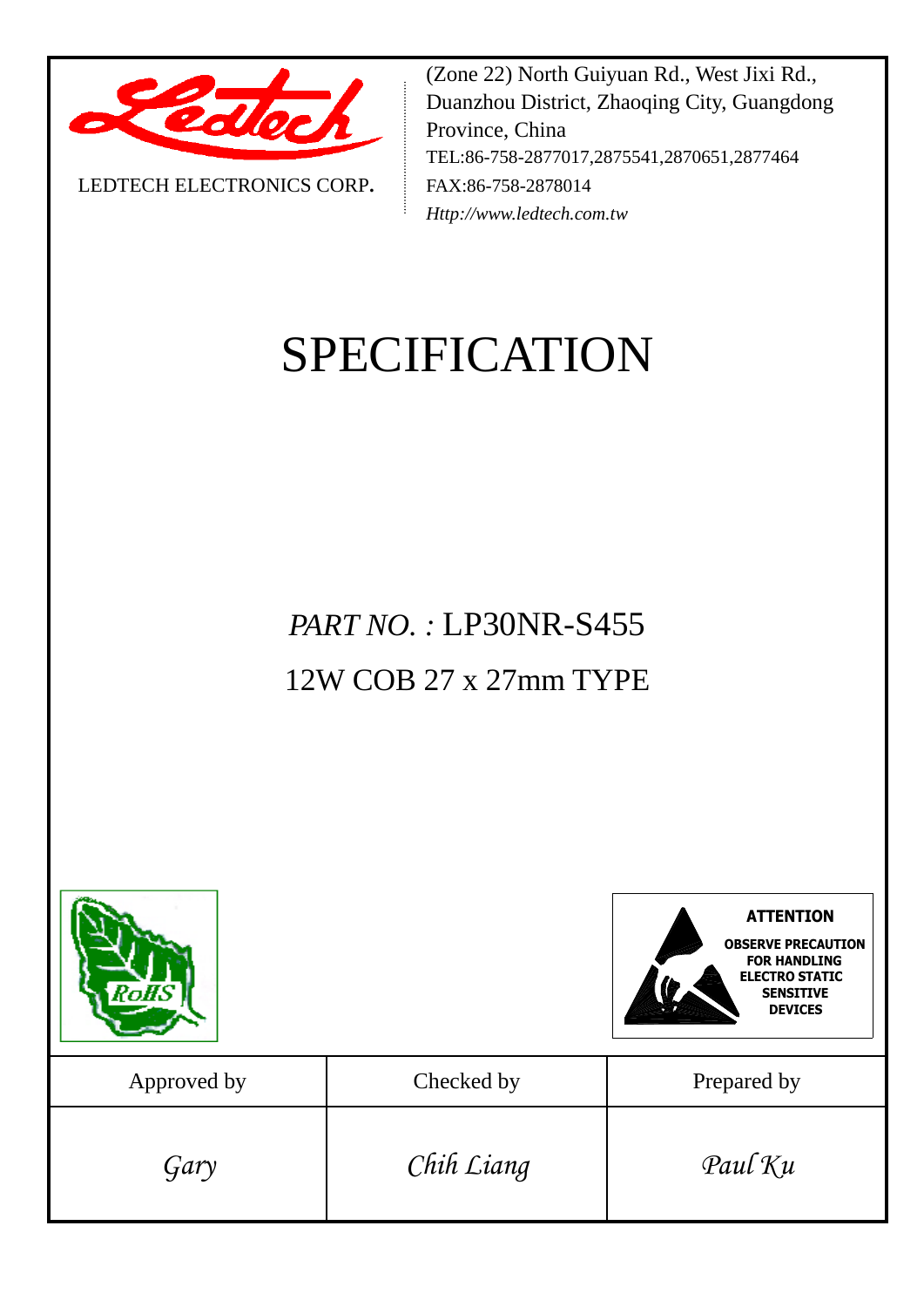LEDTECH ELECTRONICS CORP.

(Zone 22) North Guiyuan Rd., West Jixi Rd., Duanzhou District, Zhaoqing City, Guangdong Province, China
TEL:86-758-2877017,2875541,2870651,2877464
FAX:86-758-2878014
*Http://www.ledtech.com.tw*

# SPECIFICATION

## *PART NO. :* LP30NR-S455

## 12W COB 27 x 27mm TYPE

RoHS

**ATTENTION**

**OBSERVE PRECAUTION FOR HANDLING ELECTRO STATIC SENSITIVE DEVICES**

| Approved by | Checked by | Prepared by |
|---|---|---|
| *Gary* | *Chih Liang* | *Paul Ku* |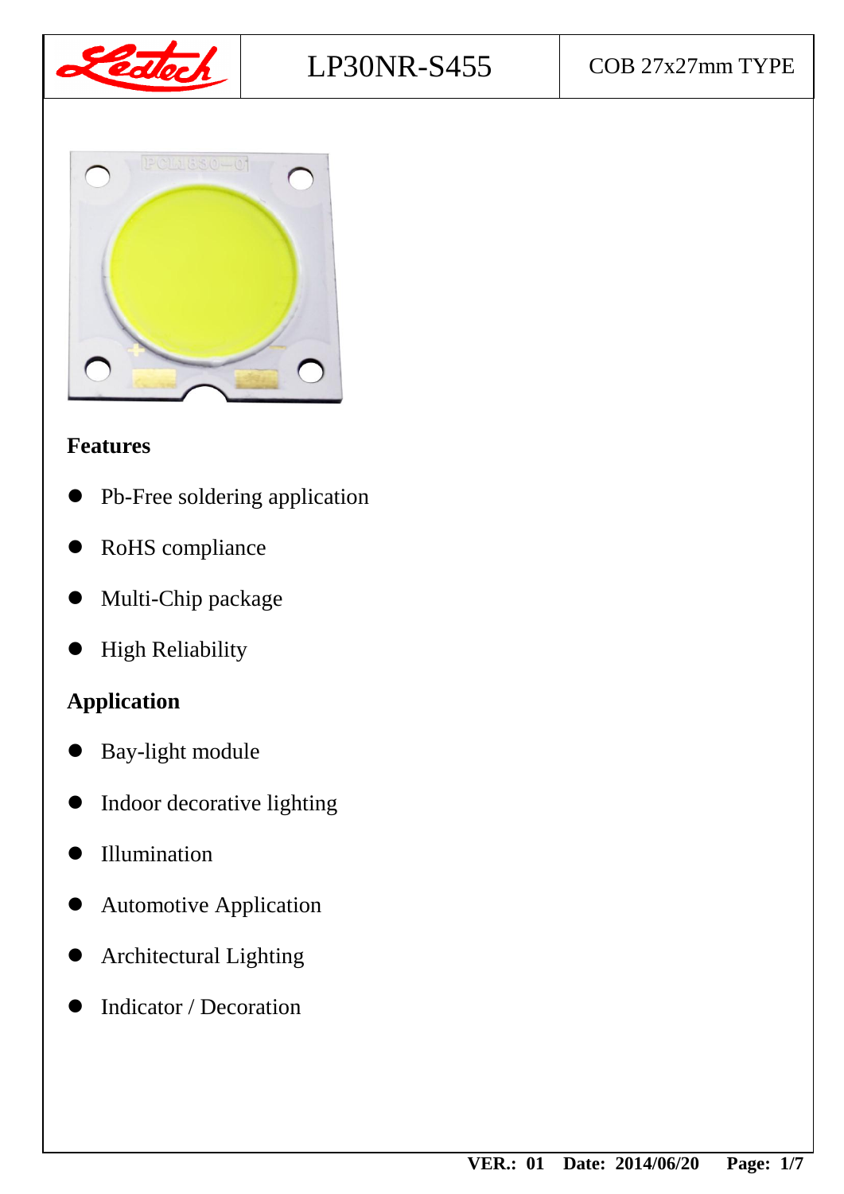| Ledtech | LP30NR-S455 | COB 27x27mm TYPE |
|---|---|---|

## Features

- Pb-Free soldering application
- RoHS compliance
- Multi-Chip package
- High Reliability

## Application

- Bay-light module
- Indoor decorative lighting
- Illumination
- Automotive Application
- Architectural Lighting
- Indicator / Decoration

**VER.: 01 Date: 2014/06/20**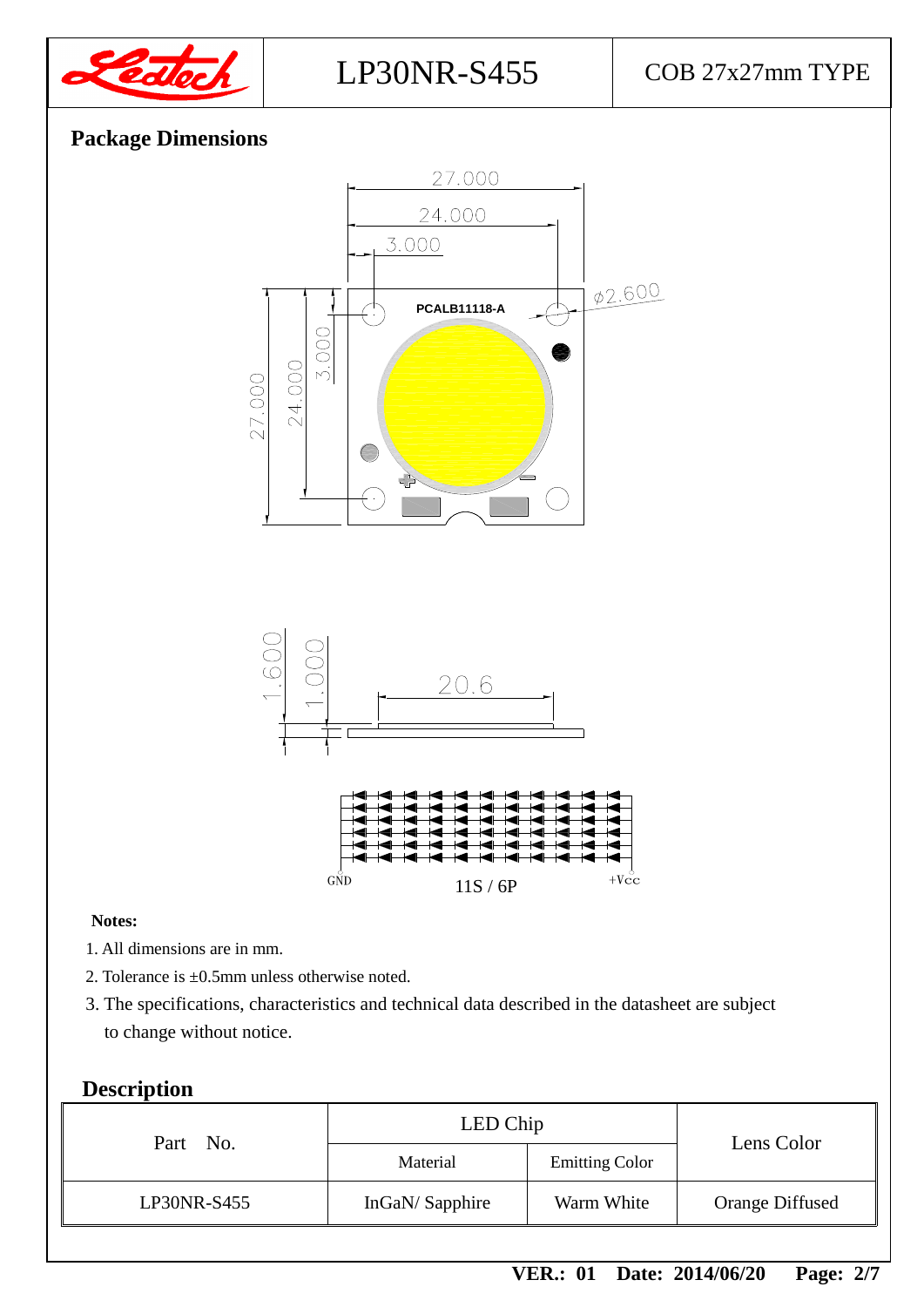## Package Dimensions

**Notes:**

1. All dimensions are in mm.
2. Tolerance is ±0.5mm unless otherwise noted.
3. The specifications, characteristics and technical data described in the datasheet are subject to change without notice.

## Description

| Part No. | LED Chip | | Lens Color |
|---|---|---|---|
| | Material | Emitting Color | |
| LP30NR-S455 | InGaN/ Sapphire | Warm White | Orange Diffused |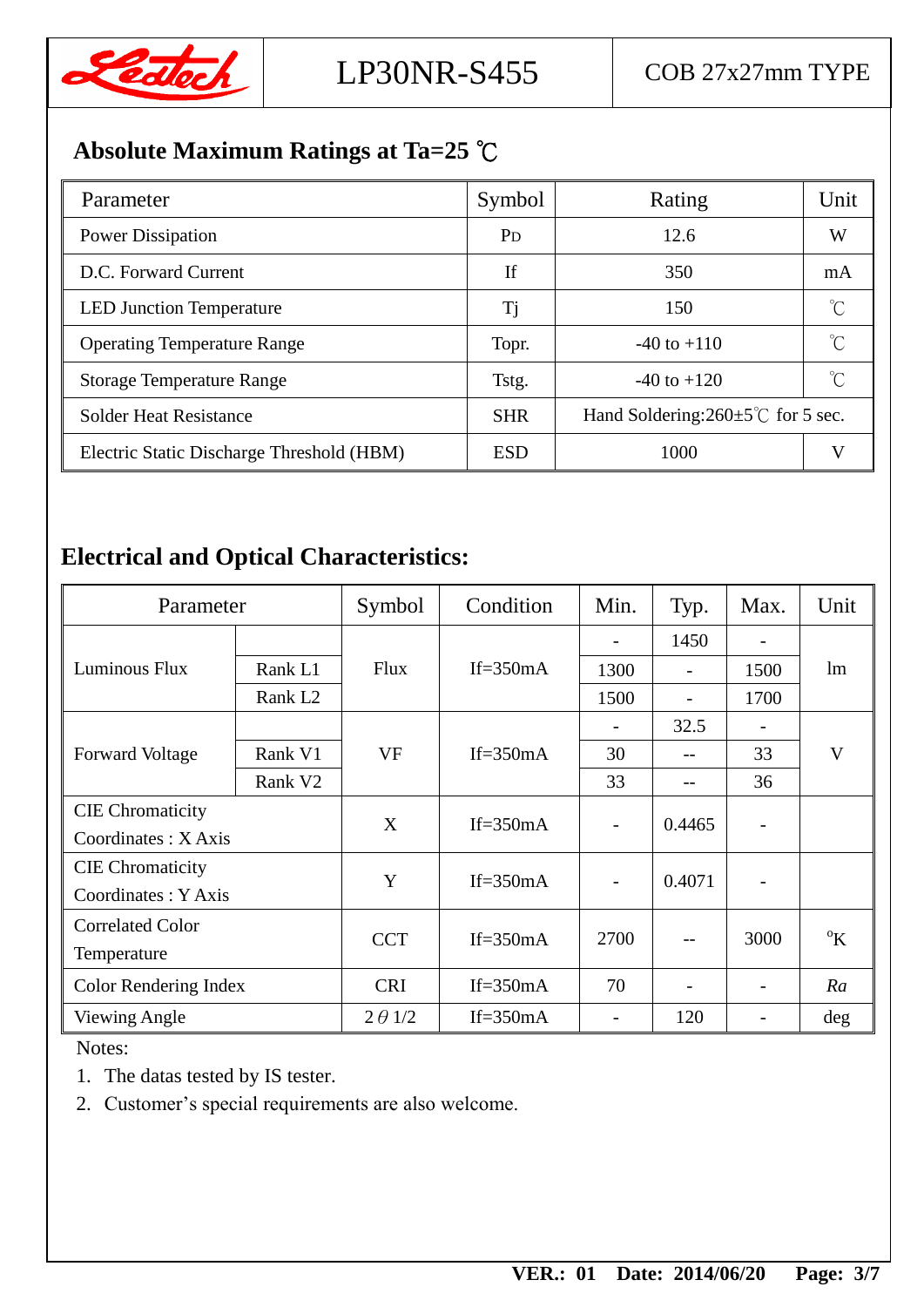## Absolute Maximum Ratings at Ta=25 ℃

| Parameter | Symbol | Rating | Unit |
|---|---|---|---|
| Power Dissipation | $P_D$ | 12.6 | W |
| D.C. Forward Current | If | 350 | mA |
| LED Junction Temperature | Tj | 150 | ℃ |
| Operating Temperature Range | Topr. | -40 to +110 | ℃ |
| Storage Temperature Range | Tstg. | -40 to +120 | ℃ |
| Solder Heat Resistance | SHR | Hand Soldering:260±5℃ for 5 sec. | |
| Electric Static Discharge Threshold (HBM) | ESD | 1000 | V |

## Electrical and Optical Characteristics:

| Parameter | | Symbol | Condition | Min. | Typ. | Max. | Unit |
|---|---|---|---|---|---|---|---|
| Luminous Flux | | Flux | If=350mA | - | 1450 | - | lm |
| | Rank L1 | | | 1300 | - | 1500 | |
| | Rank L2 | | | 1500 | - | 1700 | |
| Forward Voltage | | VF | If=350mA | - | 32.5 | - | V |
| | Rank V1 | | | 30 | -- | 33 | |
| | Rank V2 | | | 33 | -- | 36 | |
| CIE Chromaticity Coordinates : X Axis | | X | If=350mA | - | 0.4465 | - | |
| CIE Chromaticity Coordinates : Y Axis | | Y | If=350mA | - | 0.4071 | - | |
| Correlated Color Temperature | | CCT | If=350mA | 2700 | -- | 3000 | $^oK$ |
| Color Rendering Index | | CRI | If=350mA | 70 | - | - | *Ra* |
| Viewing Angle | | $2\theta 1/2$ | If=350mA | - | 120 | - | deg |

Notes:

1. The datas tested by IS tester.
2. Customer's special requirements are also welcome.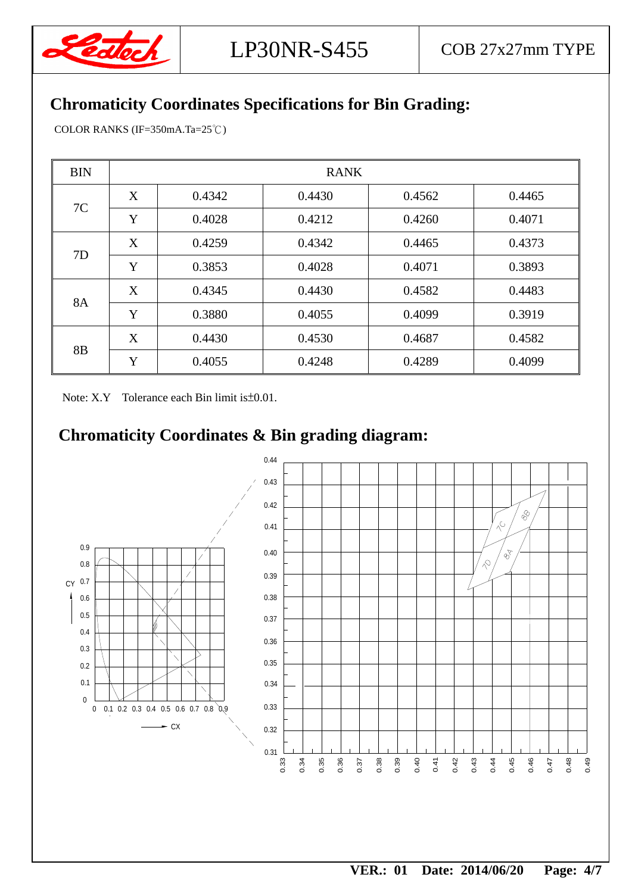## Chromaticity Coordinates Specifications for Bin Grading:

COLOR RANKS (IF=350mA.Ta=25℃)

| BIN | RANK | | | | |
|---|---|---|---|---|---|
| 7C | X | 0.4342 | 0.4430 | 0.4562 | 0.4465 |
| | Y | 0.4028 | 0.4212 | 0.4260 | 0.4071 |
| 7D | X | 0.4259 | 0.4342 | 0.4465 | 0.4373 |
| | Y | 0.3853 | 0.4028 | 0.4071 | 0.3893 |
| 8A | X | 0.4345 | 0.4430 | 0.4582 | 0.4483 |
| | Y | 0.3880 | 0.4055 | 0.4099 | 0.3919 |
| 8B | X | 0.4430 | 0.4530 | 0.4687 | 0.4582 |
| | Y | 0.4055 | 0.4248 | 0.4289 | 0.4099 |

Note: X.Y Tolerance each Bin limit is±0.01.

## Chromaticity Coordinates & Bin grading diagram: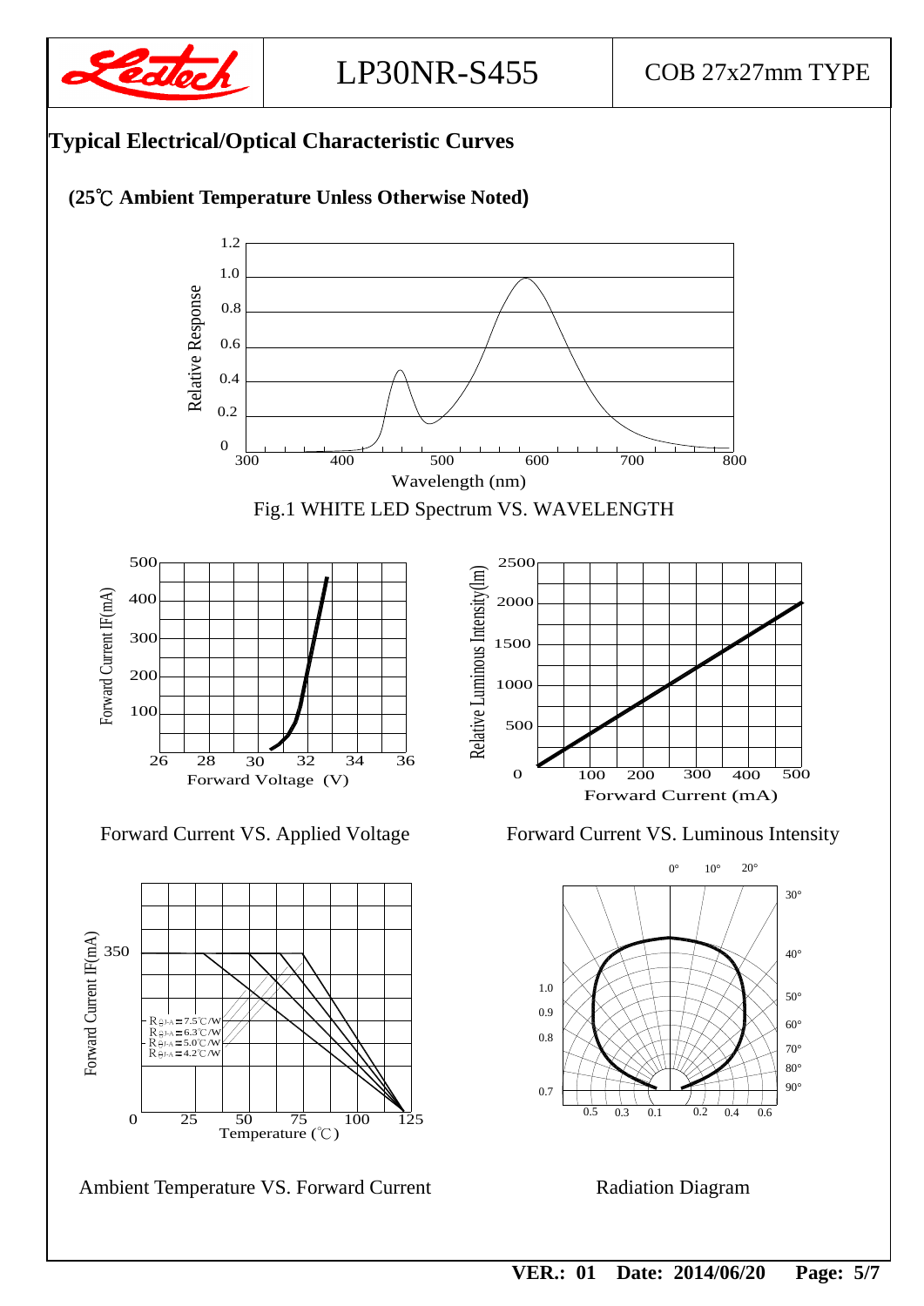## Typical Electrical/Optical Characteristic Curves

**(25℃ Ambient Temperature Unless Otherwise Noted)**

Fig.1 WHITE LED Spectrum VS. WAVELENGTH

Forward Current VS. Applied Voltage

Forward Current VS. Luminous Intensity

Ambient Temperature VS. Forward Current

Radiation Diagram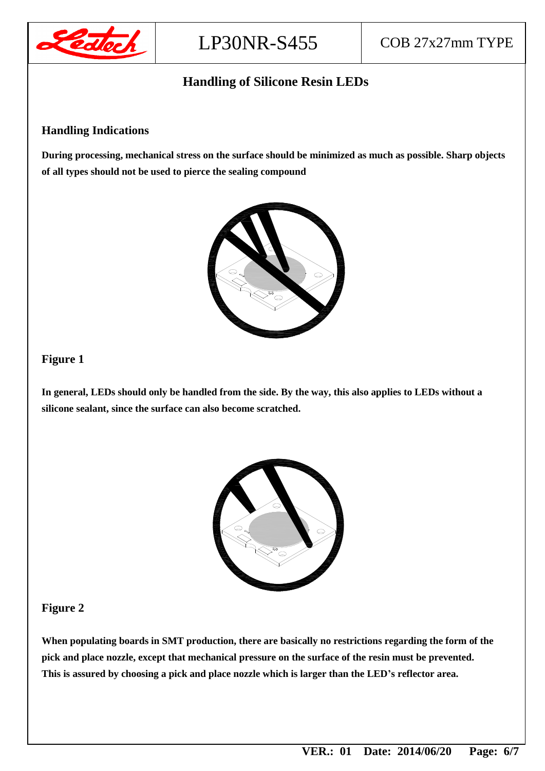## Handling of Silicone Resin LEDs

### Handling Indications

**During processing, mechanical stress on the surface should be minimized as much as possible. Sharp objects of all types should not be used to pierce the sealing compound**

**Figure 1**

**In general, LEDs should only be handled from the side. By the way, this also applies to LEDs without a silicone sealant, since the surface can also become scratched.**

**Figure 2**

**When populating boards in SMT production, there are basically no restrictions regarding the form of the pick and place nozzle, except that mechanical pressure on the surface of the resin must be prevented. This is assured by choosing a pick and place nozzle which is larger than the LED's reflector area.**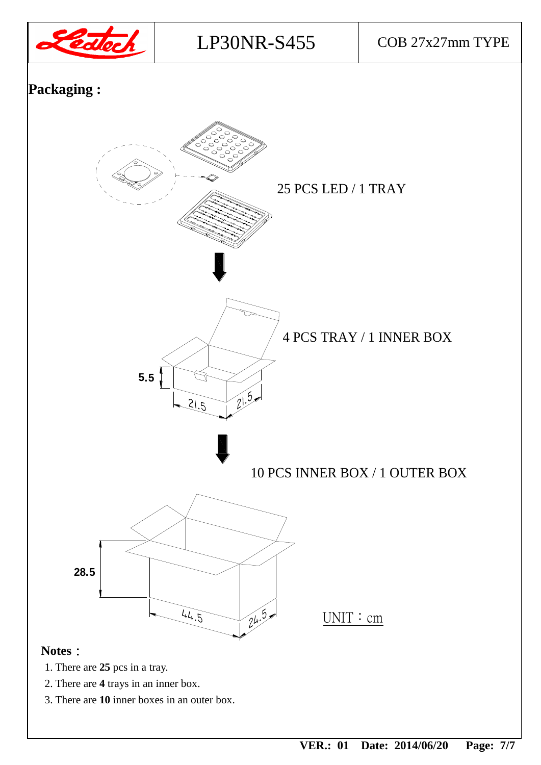## Packaging :

25 PCS LED / 1 TRAY

4 PCS TRAY / 1 INNER BOX

5.5

21.5

21.5

10 PCS INNER BOX / 1 OUTER BOX

28.5

44.5

24.5

UNIT：cm

**Notes：**

1. There are **25** pcs in a tray.
2. There are **4** trays in an inner box.
3. There are **10** inner boxes in an outer box.